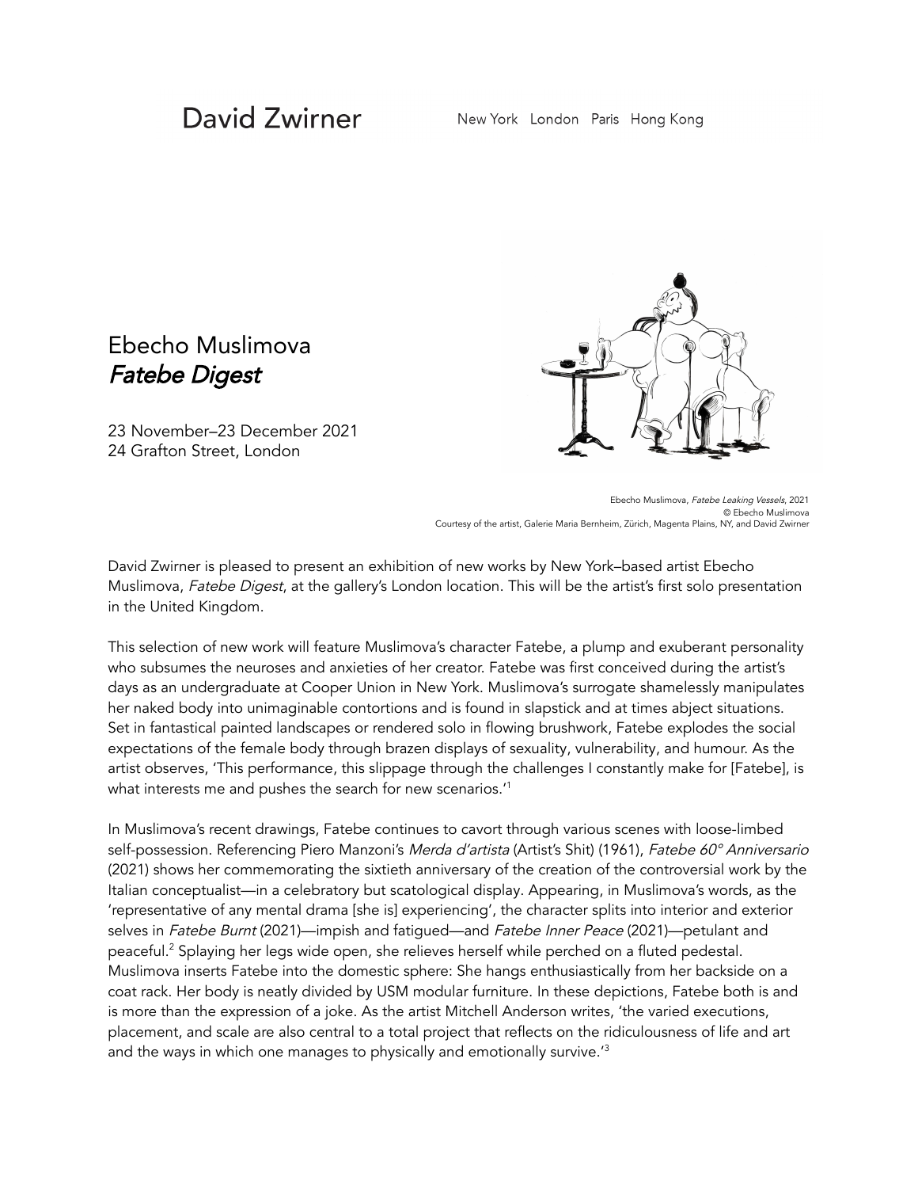David Zwirner — New York London Paris Hong Kong

# Ebecho Muslimova
## *Fatebe Digest*

23 November–23 December 2021
24 Grafton Street, London

Ebecho Muslimova, *Fatebe Leaking Vessels*, 2021
© Ebecho Muslimova
Courtesy of the artist, Galerie Maria Bernheim, Zürich, Magenta Plains, NY, and David Zwirner

David Zwirner is pleased to present an exhibition of new works by New York–based artist Ebecho Muslimova, *Fatebe Digest*, at the gallery's London location. This will be the artist's first solo presentation in the United Kingdom.

This selection of new work will feature Muslimova's character Fatebe, a plump and exuberant personality who subsumes the neuroses and anxieties of her creator. Fatebe was first conceived during the artist's days as an undergraduate at Cooper Union in New York. Muslimova's surrogate shamelessly manipulates her naked body into unimaginable contortions and is found in slapstick and at times abject situations. Set in fantastical painted landscapes or rendered solo in flowing brushwork, Fatebe explodes the social expectations of the female body through brazen displays of sexuality, vulnerability, and humour. As the artist observes, 'This performance, this slippage through the challenges I constantly make for [Fatebe], is what interests me and pushes the search for new scenarios.'[1]

In Muslimova's recent drawings, Fatebe continues to cavort through various scenes with loose-limbed self-possession. Referencing Piero Manzoni's *Merda d'artista* (Artist's Shit) (1961), *Fatebe 60° Anniversario* (2021) shows her commemorating the sixtieth anniversary of the creation of the controversial work by the Italian conceptualist—in a celebratory but scatological display. Appearing, in Muslimova's words, as the 'representative of any mental drama [she is] experiencing', the character splits into interior and exterior selves in *Fatebe Burnt* (2021)—impish and fatigued—and *Fatebe Inner Peace* (2021)—petulant and peaceful.[2] Splaying her legs wide open, she relieves herself while perched on a fluted pedestal. Muslimova inserts Fatebe into the domestic sphere: She hangs enthusiastically from her backside on a coat rack. Her body is neatly divided by USM modular furniture. In these depictions, Fatebe both is and is more than the expression of a joke. As the artist Mitchell Anderson writes, 'the varied executions, placement, and scale are also central to a total project that reflects on the ridiculousness of life and art and the ways in which one manages to physically and emotionally survive.'[3]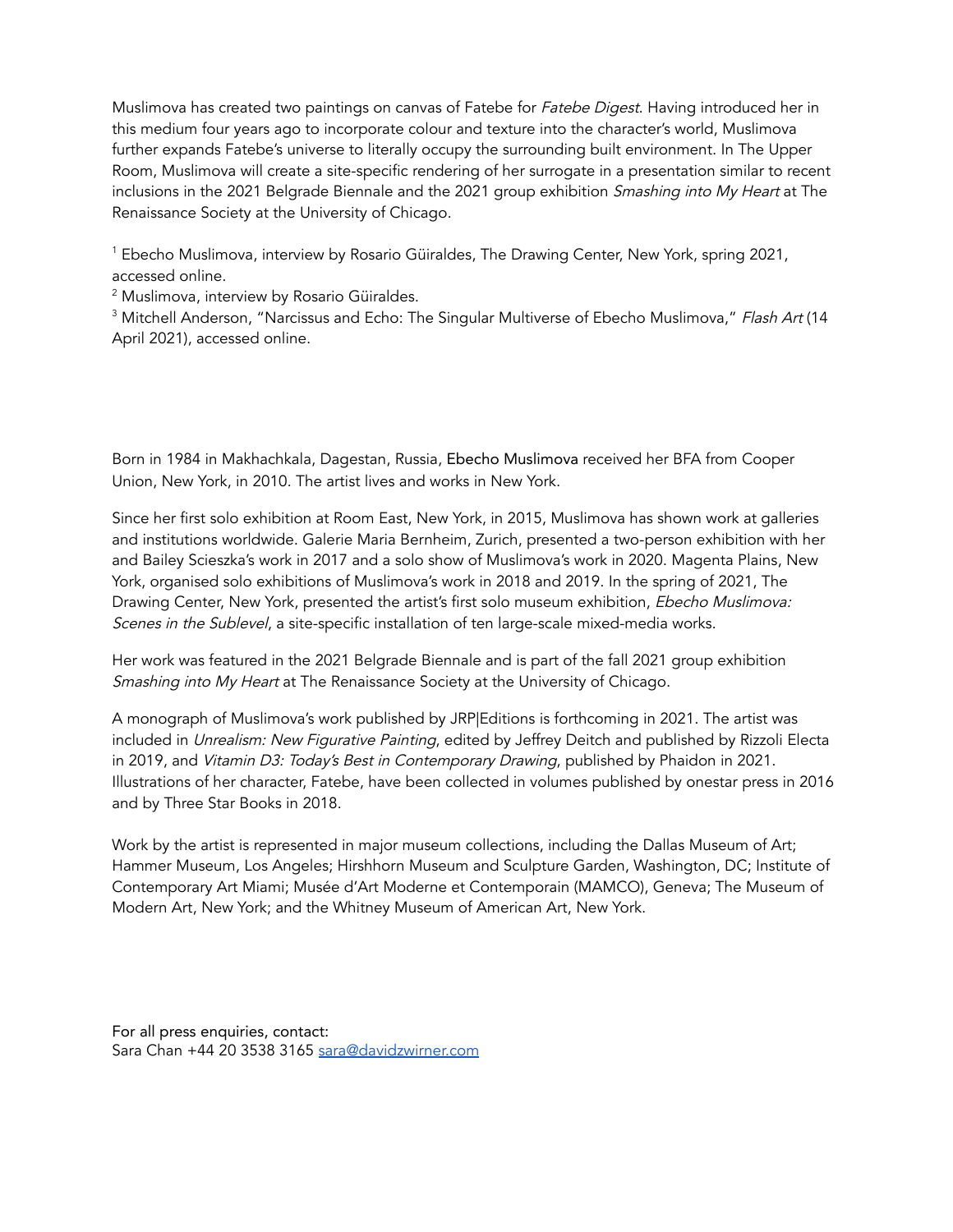Muslimova has created two paintings on canvas of Fatebe for *Fatebe Digest*. Having introduced her in this medium four years ago to incorporate colour and texture into the character's world, Muslimova further expands Fatebe's universe to literally occupy the surrounding built environment. In The Upper Room, Muslimova will create a site-specific rendering of her surrogate in a presentation similar to recent inclusions in the 2021 Belgrade Biennale and the 2021 group exhibition *Smashing into My Heart* at The Renaissance Society at the University of Chicago.

[1] Ebecho Muslimova, interview by Rosario Güiraldes, The Drawing Center, New York, spring 2021, accessed online.
[2] Muslimova, interview by Rosario Güiraldes.
[3] Mitchell Anderson, "Narcissus and Echo: The Singular Multiverse of Ebecho Muslimova," *Flash Art* (14 April 2021), accessed online.

Born in 1984 in Makhachkala, Dagestan, Russia, Ebecho Muslimova received her BFA from Cooper Union, New York, in 2010. The artist lives and works in New York.

Since her first solo exhibition at Room East, New York, in 2015, Muslimova has shown work at galleries and institutions worldwide. Galerie Maria Bernheim, Zurich, presented a two-person exhibition with her and Bailey Scieszka's work in 2017 and a solo show of Muslimova's work in 2020. Magenta Plains, New York, organised solo exhibitions of Muslimova's work in 2018 and 2019. In the spring of 2021, The Drawing Center, New York, presented the artist's first solo museum exhibition, *Ebecho Muslimova: Scenes in the Sublevel*, a site-specific installation of ten large-scale mixed-media works.

Her work was featured in the 2021 Belgrade Biennale and is part of the fall 2021 group exhibition *Smashing into My Heart* at The Renaissance Society at the University of Chicago.

A monograph of Muslimova's work published by JRP|Editions is forthcoming in 2021. The artist was included in *Unrealism: New Figurative Painting*, edited by Jeffrey Deitch and published by Rizzoli Electa in 2019, and *Vitamin D3: Today's Best in Contemporary Drawing*, published by Phaidon in 2021. Illustrations of her character, Fatebe, have been collected in volumes published by onestar press in 2016 and by Three Star Books in 2018.

Work by the artist is represented in major museum collections, including the Dallas Museum of Art; Hammer Museum, Los Angeles; Hirshhorn Museum and Sculpture Garden, Washington, DC; Institute of Contemporary Art Miami; Musée d'Art Moderne et Contemporain (MAMCO), Geneva; The Museum of Modern Art, New York; and the Whitney Museum of American Art, New York.

For all press enquiries, contact:
Sara Chan +44 20 3538 3165 sara@davidzwirner.com